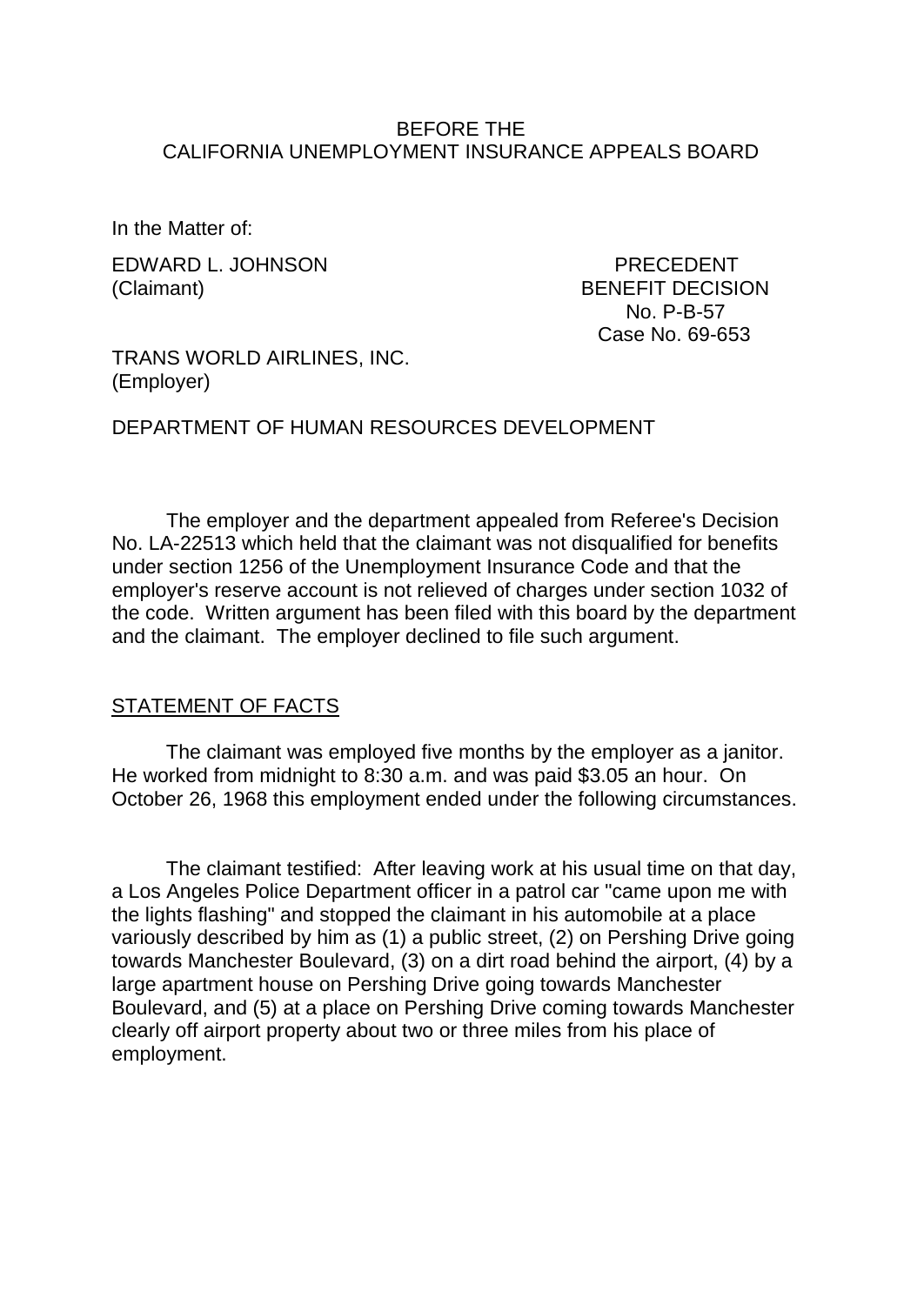BEFORE THE
CALIFORNIA UNEMPLOYMENT INSURANCE APPEALS BOARD

In the Matter of:

EDWARD L. JOHNSON (Claimant)

PRECEDENT BENEFIT DECISION
No. P-B-57
Case No. 69-653

TRANS WORLD AIRLINES, INC. (Employer)

DEPARTMENT OF HUMAN RESOURCES DEVELOPMENT

The employer and the department appealed from Referee's Decision No. LA-22513 which held that the claimant was not disqualified for benefits under section 1256 of the Unemployment Insurance Code and that the employer's reserve account is not relieved of charges under section 1032 of the code. Written argument has been filed with this board by the department and the claimant. The employer declined to file such argument.

## STATEMENT OF FACTS

The claimant was employed five months by the employer as a janitor. He worked from midnight to 8:30 a.m. and was paid $3.05 an hour. On October 26, 1968 this employment ended under the following circumstances.

The claimant testified: After leaving work at his usual time on that day, a Los Angeles Police Department officer in a patrol car "came upon me with the lights flashing" and stopped the claimant in his automobile at a place variously described by him as (1) a public street, (2) on Pershing Drive going towards Manchester Boulevard, (3) on a dirt road behind the airport, (4) by a large apartment house on Pershing Drive going towards Manchester Boulevard, and (5) at a place on Pershing Drive coming towards Manchester clearly off airport property about two or three miles from his place of employment.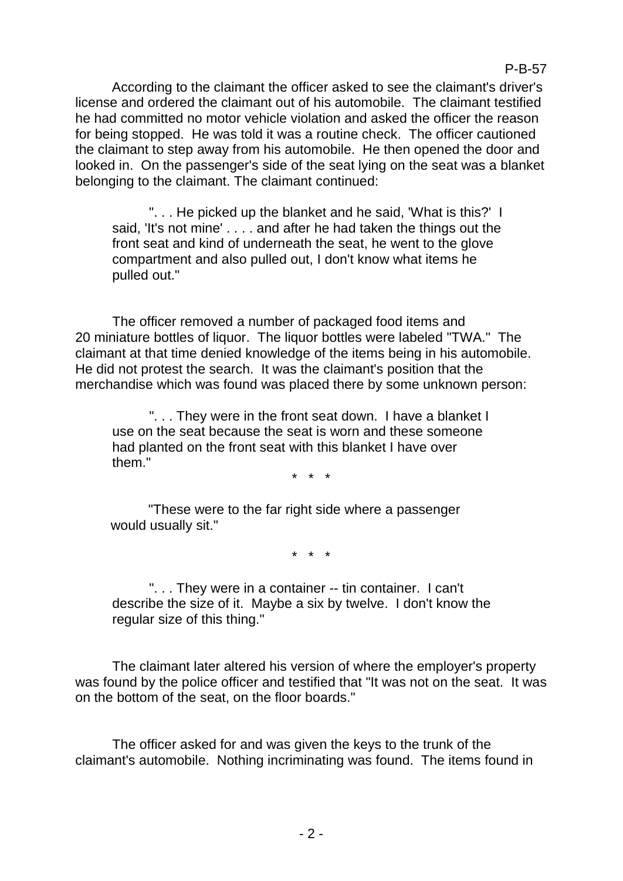According to the claimant the officer asked to see the claimant's driver's license and ordered the claimant out of his automobile. The claimant testified he had committed no motor vehicle violation and asked the officer the reason for being stopped. He was told it was a routine check. The officer cautioned the claimant to step away from his automobile. He then opened the door and looked in. On the passenger's side of the seat lying on the seat was a blanket belonging to the claimant. The claimant continued:

> ". . . He picked up the blanket and he said, 'What is this?' I said, 'It's not mine' . . . . and after he had taken the things out the front seat and kind of underneath the seat, he went to the glove compartment and also pulled out, I don't know what items he pulled out."

The officer removed a number of packaged food items and 20 miniature bottles of liquor. The liquor bottles were labeled "TWA." The claimant at that time denied knowledge of the items being in his automobile. He did not protest the search. It was the claimant's position that the merchandise which was found was placed there by some unknown person:

> ". . . They were in the front seat down. I have a blanket I use on the seat because the seat is worn and these someone had planted on the front seat with this blanket I have over them."
>
> \* \* \*
>
> "These were to the far right side where a passenger would usually sit."
>
> \* \* \*
>
> ". . . They were in a container -- tin container. I can't describe the size of it. Maybe a six by twelve. I don't know the regular size of this thing."

The claimant later altered his version of where the employer's property was found by the police officer and testified that "It was not on the seat. It was on the bottom of the seat, on the floor boards."

The officer asked for and was given the keys to the trunk of the claimant's automobile. Nothing incriminating was found. The items found in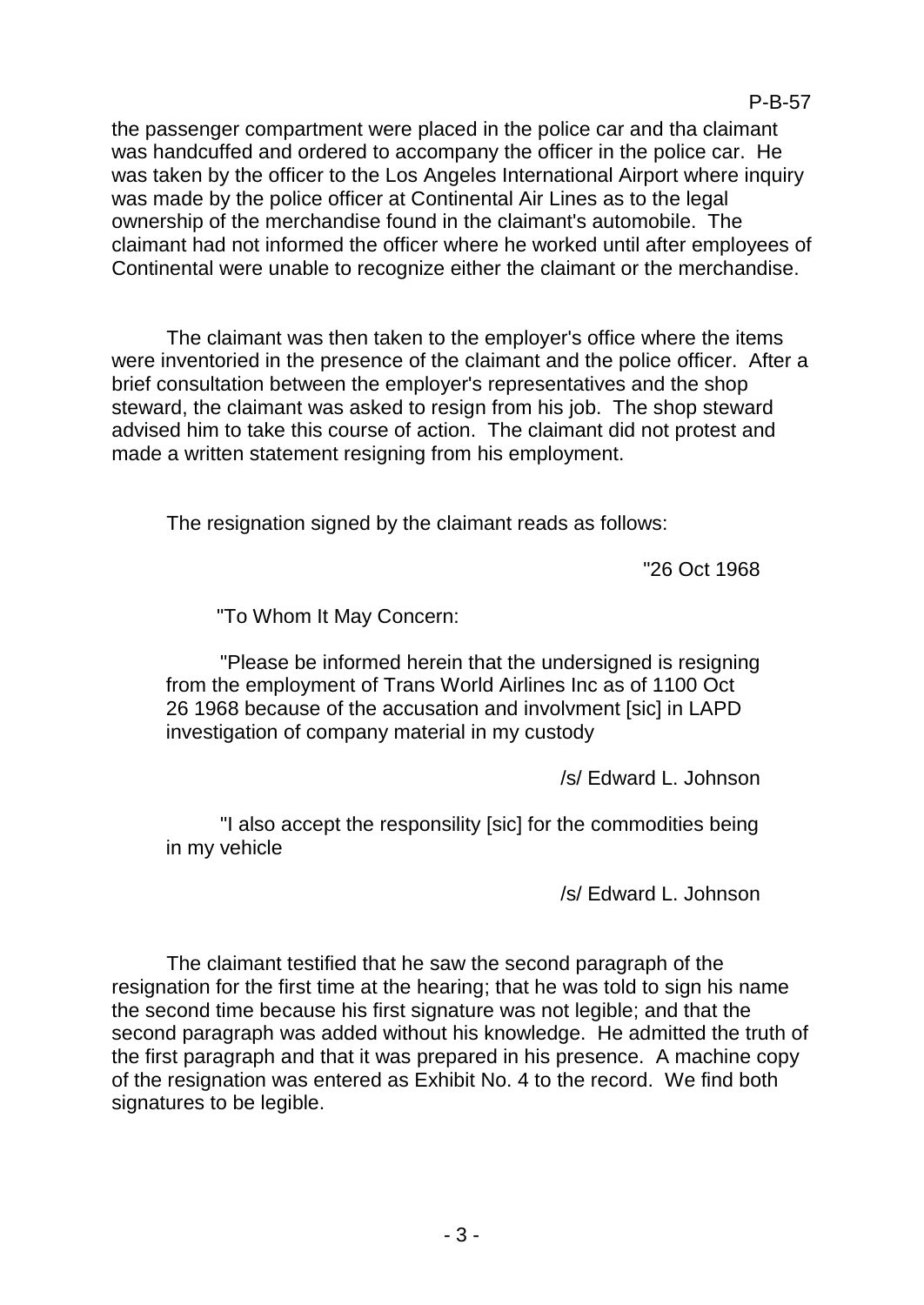the passenger compartment were placed in the police car and tha claimant was handcuffed and ordered to accompany the officer in the police car. He was taken by the officer to the Los Angeles International Airport where inquiry was made by the police officer at Continental Air Lines as to the legal ownership of the merchandise found in the claimant's automobile. The claimant had not informed the officer where he worked until after employees of Continental were unable to recognize either the claimant or the merchandise.

The claimant was then taken to the employer's office where the items were inventoried in the presence of the claimant and the police officer. After a brief consultation between the employer's representatives and the shop steward, the claimant was asked to resign from his job. The shop steward advised him to take this course of action. The claimant did not protest and made a written statement resigning from his employment.

The resignation signed by the claimant reads as follows:

"26 Oct 1968

"To Whom It May Concern:

"Please be informed herein that the undersigned is resigning from the employment of Trans World Airlines Inc as of 1100 Oct 26 1968 because of the accusation and involvment [sic] in LAPD investigation of company material in my custody

/s/ Edward L. Johnson

"I also accept the responsility [sic] for the commodities being in my vehicle

/s/ Edward L. Johnson

The claimant testified that he saw the second paragraph of the resignation for the first time at the hearing; that he was told to sign his name the second time because his first signature was not legible; and that the second paragraph was added without his knowledge. He admitted the truth of the first paragraph and that it was prepared in his presence. A machine copy of the resignation was entered as Exhibit No. 4 to the record. We find both signatures to be legible.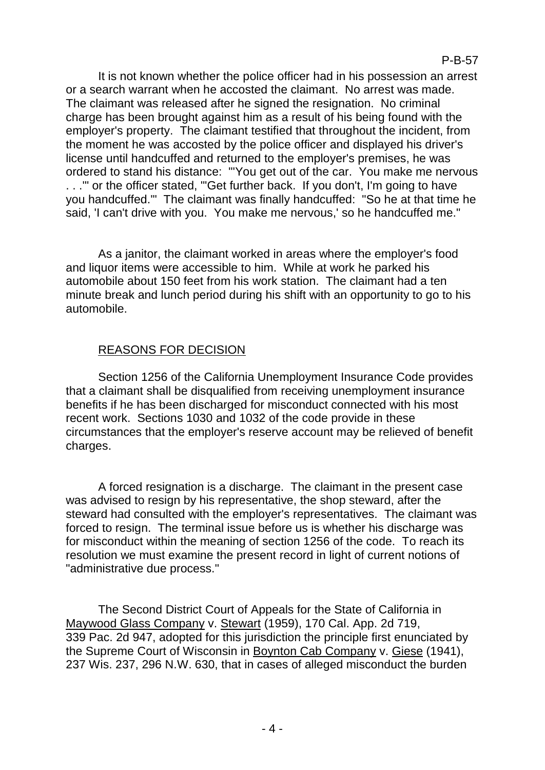It is not known whether the police officer had in his possession an arrest or a search warrant when he accosted the claimant. No arrest was made. The claimant was released after he signed the resignation. No criminal charge has been brought against him as a result of his being found with the employer's property. The claimant testified that throughout the incident, from the moment he was accosted by the police officer and displayed his driver's license until handcuffed and returned to the employer's premises, he was ordered to stand his distance: "'You get out of the car. You make me nervous . . .'" or the officer stated, "'Get further back. If you don't, I'm going to have you handcuffed.'" The claimant was finally handcuffed: "So he at that time he said, 'I can't drive with you. You make me nervous,' so he handcuffed me."

As a janitor, the claimant worked in areas where the employer's food and liquor items were accessible to him. While at work he parked his automobile about 150 feet from his work station. The claimant had a ten minute break and lunch period during his shift with an opportunity to go to his automobile.

## REASONS FOR DECISION

Section 1256 of the California Unemployment Insurance Code provides that a claimant shall be disqualified from receiving unemployment insurance benefits if he has been discharged for misconduct connected with his most recent work. Sections 1030 and 1032 of the code provide in these circumstances that the employer's reserve account may be relieved of benefit charges.

A forced resignation is a discharge. The claimant in the present case was advised to resign by his representative, the shop steward, after the steward had consulted with the employer's representatives. The claimant was forced to resign. The terminal issue before us is whether his discharge was for misconduct within the meaning of section 1256 of the code. To reach its resolution we must examine the present record in light of current notions of "administrative due process."

The Second District Court of Appeals for the State of California in Maywood Glass Company v. Stewart (1959), 170 Cal. App. 2d 719, 339 Pac. 2d 947, adopted for this jurisdiction the principle first enunciated by the Supreme Court of Wisconsin in Boynton Cab Company v. Giese (1941), 237 Wis. 237, 296 N.W. 630, that in cases of alleged misconduct the burden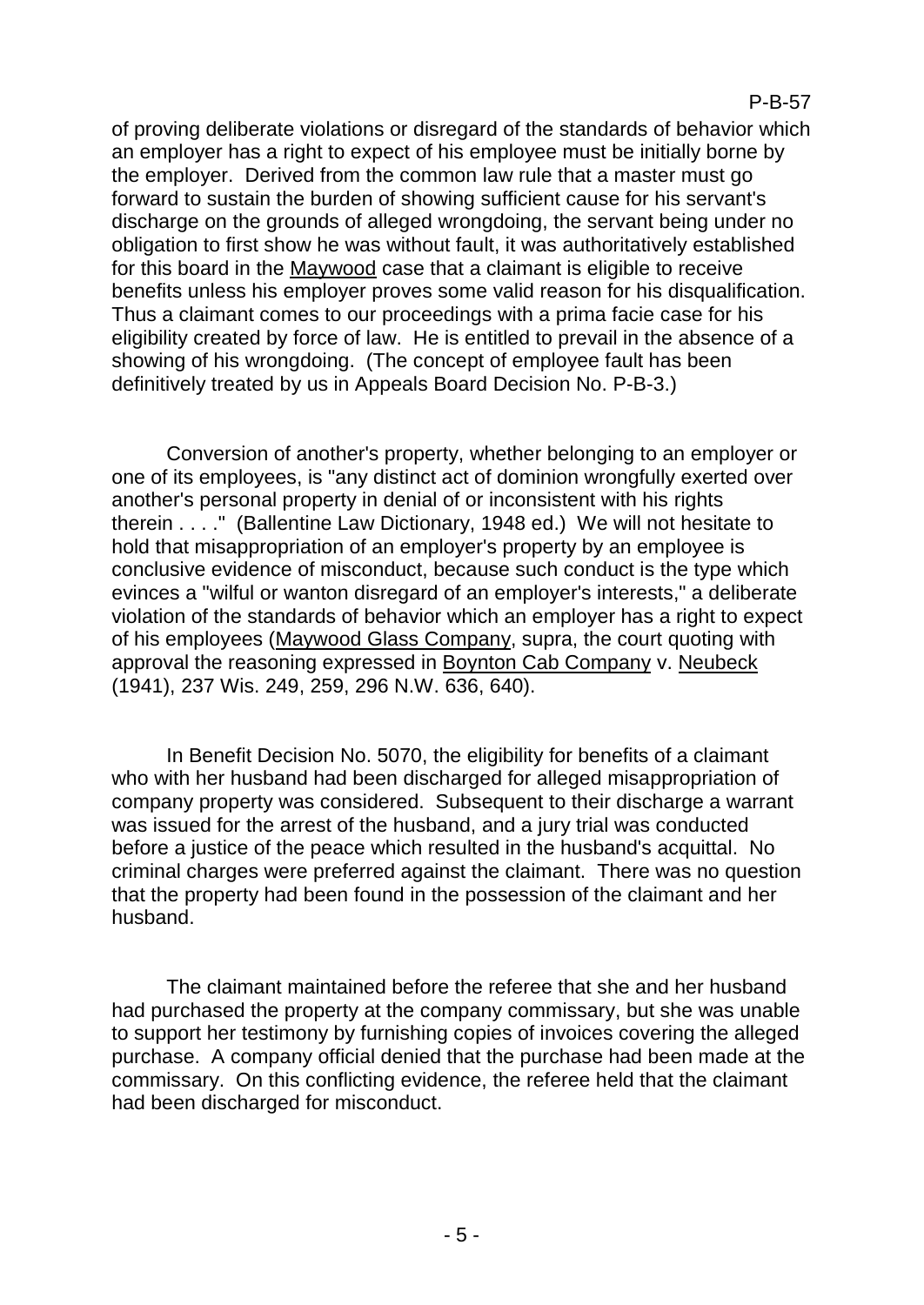of proving deliberate violations or disregard of the standards of behavior which an employer has a right to expect of his employee must be initially borne by the employer. Derived from the common law rule that a master must go forward to sustain the burden of showing sufficient cause for his servant's discharge on the grounds of alleged wrongdoing, the servant being under no obligation to first show he was without fault, it was authoritatively established for this board in the Maywood case that a claimant is eligible to receive benefits unless his employer proves some valid reason for his disqualification. Thus a claimant comes to our proceedings with a prima facie case for his eligibility created by force of law. He is entitled to prevail in the absence of a showing of his wrongdoing. (The concept of employee fault has been definitively treated by us in Appeals Board Decision No. P-B-3.)

Conversion of another's property, whether belonging to an employer or one of its employees, is "any distinct act of dominion wrongfully exerted over another's personal property in denial of or inconsistent with his rights therein . . . ." (Ballentine Law Dictionary, 1948 ed.) We will not hesitate to hold that misappropriation of an employer's property by an employee is conclusive evidence of misconduct, because such conduct is the type which evinces a "wilful or wanton disregard of an employer's interests," a deliberate violation of the standards of behavior which an employer has a right to expect of his employees (Maywood Glass Company, supra, the court quoting with approval the reasoning expressed in Boynton Cab Company v. Neubeck (1941), 237 Wis. 249, 259, 296 N.W. 636, 640).

In Benefit Decision No. 5070, the eligibility for benefits of a claimant who with her husband had been discharged for alleged misappropriation of company property was considered. Subsequent to their discharge a warrant was issued for the arrest of the husband, and a jury trial was conducted before a justice of the peace which resulted in the husband's acquittal. No criminal charges were preferred against the claimant. There was no question that the property had been found in the possession of the claimant and her husband.

The claimant maintained before the referee that she and her husband had purchased the property at the company commissary, but she was unable to support her testimony by furnishing copies of invoices covering the alleged purchase. A company official denied that the purchase had been made at the commissary. On this conflicting evidence, the referee held that the claimant had been discharged for misconduct.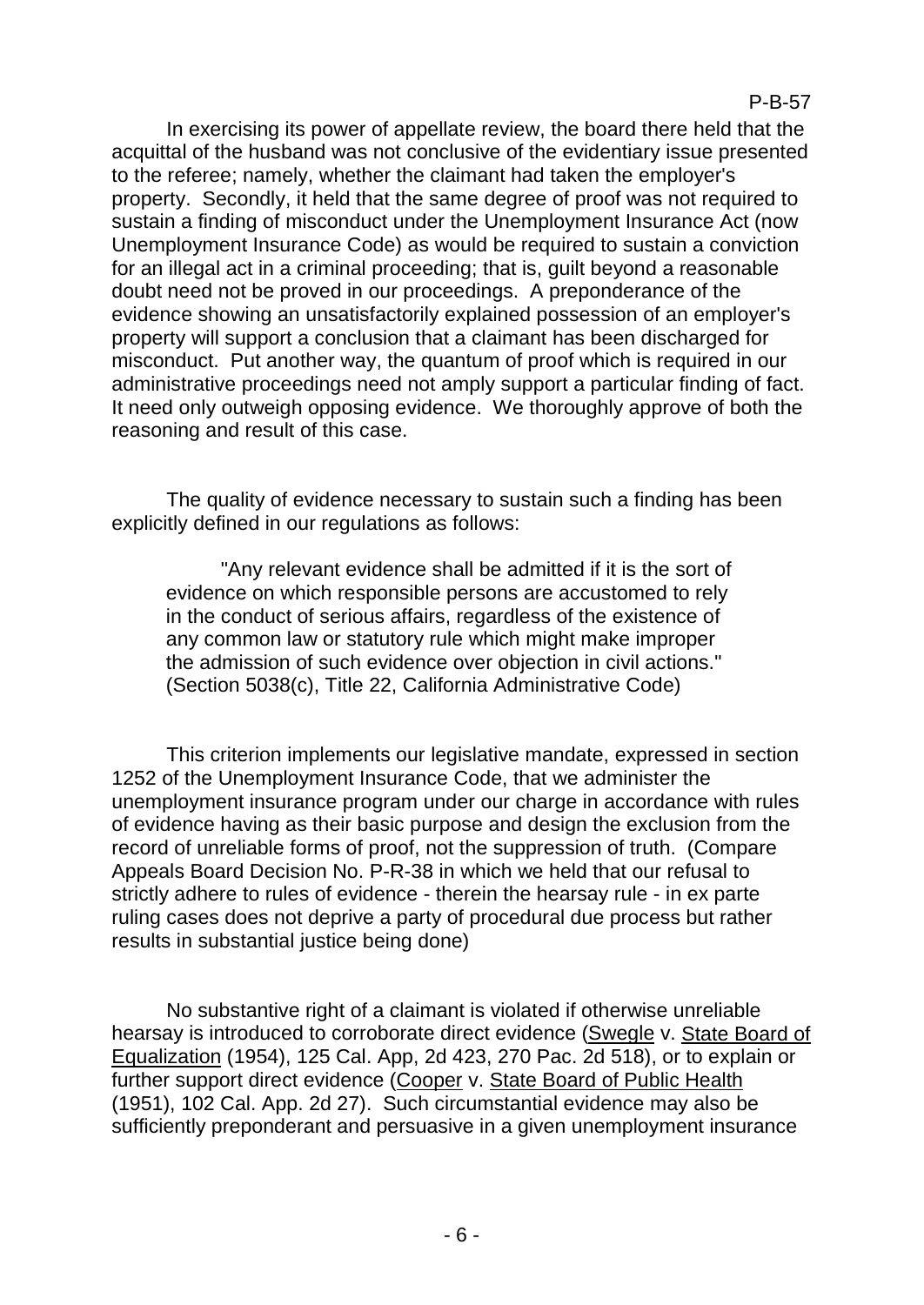In exercising its power of appellate review, the board there held that the acquittal of the husband was not conclusive of the evidentiary issue presented to the referee; namely, whether the claimant had taken the employer's property. Secondly, it held that the same degree of proof was not required to sustain a finding of misconduct under the Unemployment Insurance Act (now Unemployment Insurance Code) as would be required to sustain a conviction for an illegal act in a criminal proceeding; that is, guilt beyond a reasonable doubt need not be proved in our proceedings. A preponderance of the evidence showing an unsatisfactorily explained possession of an employer's property will support a conclusion that a claimant has been discharged for misconduct. Put another way, the quantum of proof which is required in our administrative proceedings need not amply support a particular finding of fact. It need only outweigh opposing evidence. We thoroughly approve of both the reasoning and result of this case.

The quality of evidence necessary to sustain such a finding has been explicitly defined in our regulations as follows:

> "Any relevant evidence shall be admitted if it is the sort of evidence on which responsible persons are accustomed to rely in the conduct of serious affairs, regardless of the existence of any common law or statutory rule which might make improper the admission of such evidence over objection in civil actions." (Section 5038(c), Title 22, California Administrative Code)

This criterion implements our legislative mandate, expressed in section 1252 of the Unemployment Insurance Code, that we administer the unemployment insurance program under our charge in accordance with rules of evidence having as their basic purpose and design the exclusion from the record of unreliable forms of proof, not the suppression of truth. (Compare Appeals Board Decision No. P-R-38 in which we held that our refusal to strictly adhere to rules of evidence - therein the hearsay rule - in ex parte ruling cases does not deprive a party of procedural due process but rather results in substantial justice being done)

No substantive right of a claimant is violated if otherwise unreliable hearsay is introduced to corroborate direct evidence (Swegle v. State Board of Equalization (1954), 125 Cal. App, 2d 423, 270 Pac. 2d 518), or to explain or further support direct evidence (Cooper v. State Board of Public Health (1951), 102 Cal. App. 2d 27). Such circumstantial evidence may also be sufficiently preponderant and persuasive in a given unemployment insurance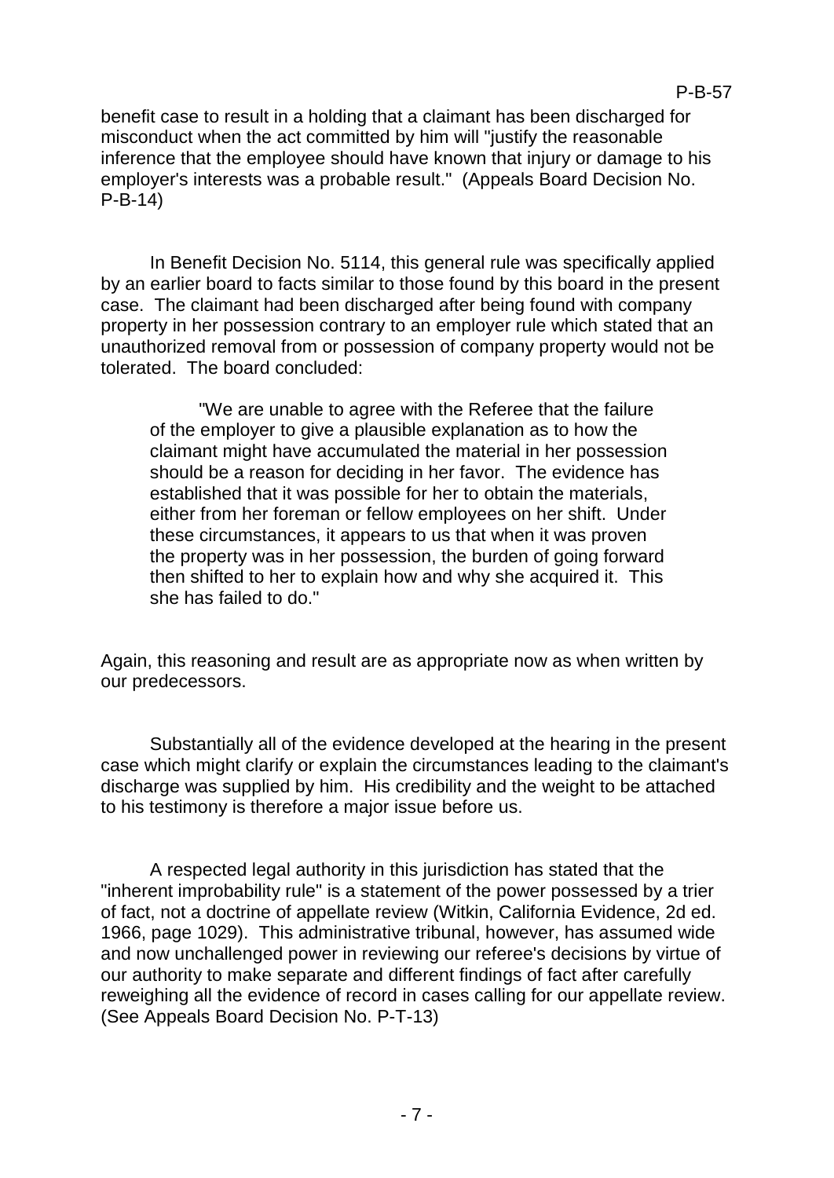benefit case to result in a holding that a claimant has been discharged for misconduct when the act committed by him will "justify the reasonable inference that the employee should have known that injury or damage to his employer's interests was a probable result." (Appeals Board Decision No. P-B-14)

In Benefit Decision No. 5114, this general rule was specifically applied by an earlier board to facts similar to those found by this board in the present case. The claimant had been discharged after being found with company property in her possession contrary to an employer rule which stated that an unauthorized removal from or possession of company property would not be tolerated. The board concluded:

> "We are unable to agree with the Referee that the failure of the employer to give a plausible explanation as to how the claimant might have accumulated the material in her possession should be a reason for deciding in her favor. The evidence has established that it was possible for her to obtain the materials, either from her foreman or fellow employees on her shift. Under these circumstances, it appears to us that when it was proven the property was in her possession, the burden of going forward then shifted to her to explain how and why she acquired it. This she has failed to do."

Again, this reasoning and result are as appropriate now as when written by our predecessors.

Substantially all of the evidence developed at the hearing in the present case which might clarify or explain the circumstances leading to the claimant's discharge was supplied by him. His credibility and the weight to be attached to his testimony is therefore a major issue before us.

A respected legal authority in this jurisdiction has stated that the "inherent improbability rule" is a statement of the power possessed by a trier of fact, not a doctrine of appellate review (Witkin, California Evidence, 2d ed. 1966, page 1029). This administrative tribunal, however, has assumed wide and now unchallenged power in reviewing our referee's decisions by virtue of our authority to make separate and different findings of fact after carefully reweighing all the evidence of record in cases calling for our appellate review. (See Appeals Board Decision No. P-T-13)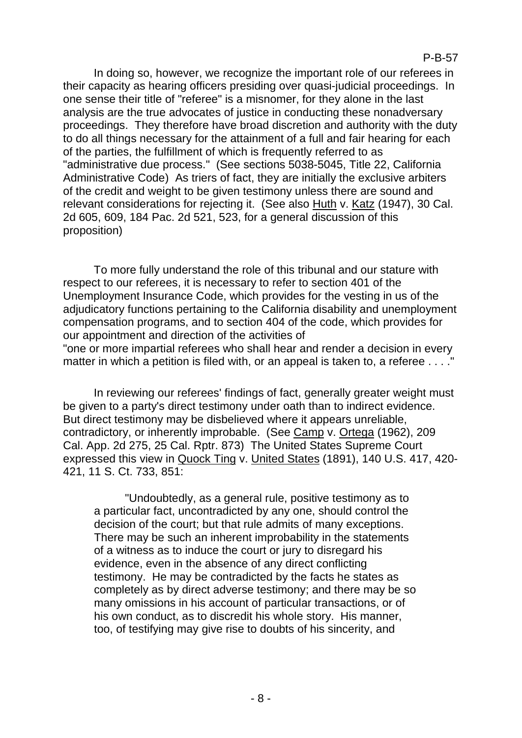In doing so, however, we recognize the important role of our referees in their capacity as hearing officers presiding over quasi-judicial proceedings. In one sense their title of "referee" is a misnomer, for they alone in the last analysis are the true advocates of justice in conducting these nonadversary proceedings. They therefore have broad discretion and authority with the duty to do all things necessary for the attainment of a full and fair hearing for each of the parties, the fulfillment of which is frequently referred to as "administrative due process." (See sections 5038-5045, Title 22, California Administrative Code) As triers of fact, they are initially the exclusive arbiters of the credit and weight to be given testimony unless there are sound and relevant considerations for rejecting it. (See also Huth v. Katz (1947), 30 Cal. 2d 605, 609, 184 Pac. 2d 521, 523, for a general discussion of this proposition)

To more fully understand the role of this tribunal and our stature with respect to our referees, it is necessary to refer to section 401 of the Unemployment Insurance Code, which provides for the vesting in us of the adjudicatory functions pertaining to the California disability and unemployment compensation programs, and to section 404 of the code, which provides for our appointment and direction of the activities of

"one or more impartial referees who shall hear and render a decision in every matter in which a petition is filed with, or an appeal is taken to, a referee . . . ."

In reviewing our referees' findings of fact, generally greater weight must be given to a party's direct testimony under oath than to indirect evidence. But direct testimony may be disbelieved where it appears unreliable, contradictory, or inherently improbable. (See Camp v. Ortega (1962), 209 Cal. App. 2d 275, 25 Cal. Rptr. 873) The United States Supreme Court expressed this view in Quock Ting v. United States (1891), 140 U.S. 417, 420-421, 11 S. Ct. 733, 851:

> "Undoubtedly, as a general rule, positive testimony as to a particular fact, uncontradicted by any one, should control the decision of the court; but that rule admits of many exceptions. There may be such an inherent improbability in the statements of a witness as to induce the court or jury to disregard his evidence, even in the absence of any direct conflicting testimony. He may be contradicted by the facts he states as completely as by direct adverse testimony; and there may be so many omissions in his account of particular transactions, or of his own conduct, as to discredit his whole story. His manner, too, of testifying may give rise to doubts of his sincerity, and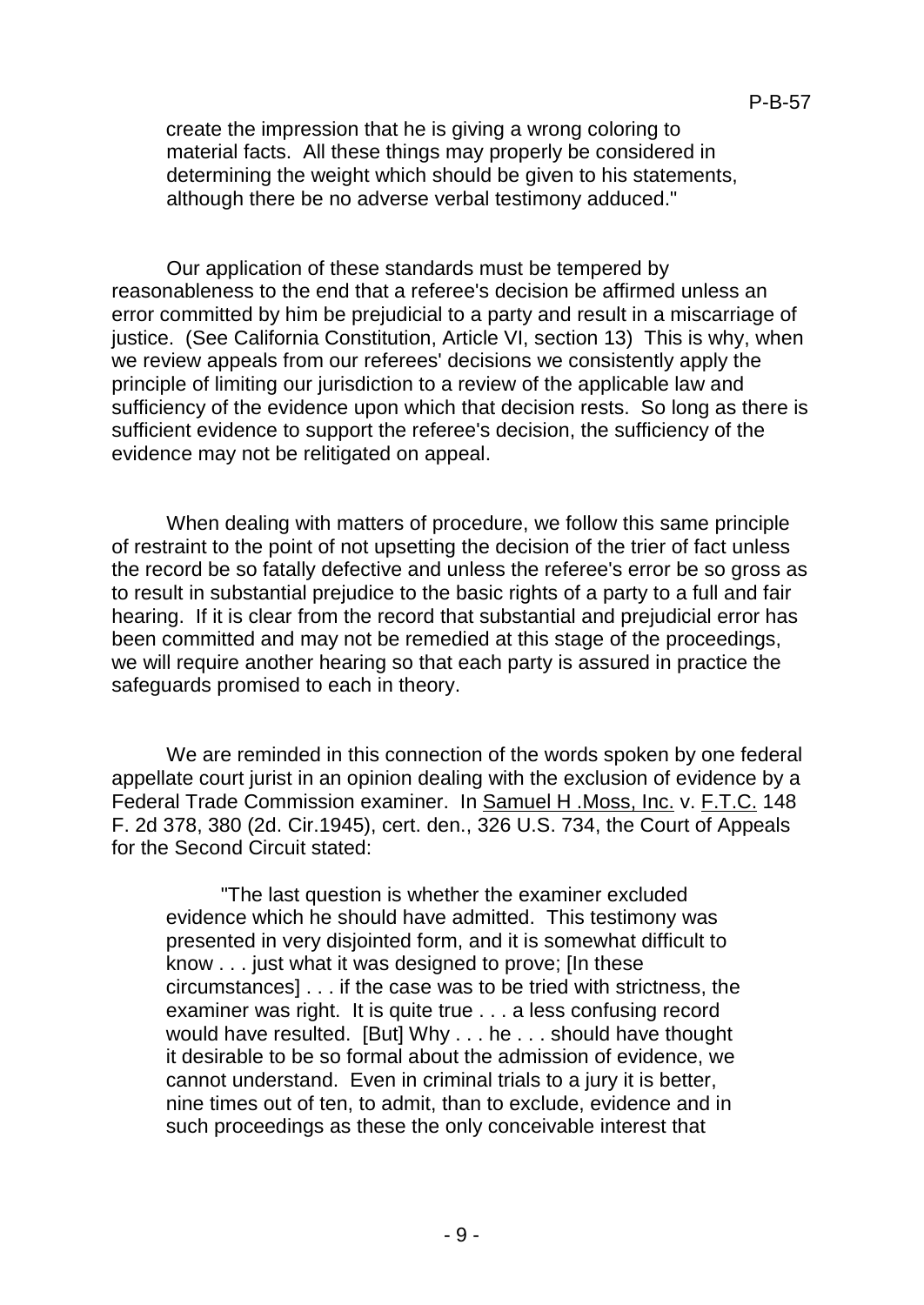create the impression that he is giving a wrong coloring to material facts. All these things may properly be considered in determining the weight which should be given to his statements, although there be no adverse verbal testimony adduced."

Our application of these standards must be tempered by reasonableness to the end that a referee's decision be affirmed unless an error committed by him be prejudicial to a party and result in a miscarriage of justice. (See California Constitution, Article VI, section 13) This is why, when we review appeals from our referees' decisions we consistently apply the principle of limiting our jurisdiction to a review of the applicable law and sufficiency of the evidence upon which that decision rests. So long as there is sufficient evidence to support the referee's decision, the sufficiency of the evidence may not be relitigated on appeal.

When dealing with matters of procedure, we follow this same principle of restraint to the point of not upsetting the decision of the trier of fact unless the record be so fatally defective and unless the referee's error be so gross as to result in substantial prejudice to the basic rights of a party to a full and fair hearing. If it is clear from the record that substantial and prejudicial error has been committed and may not be remedied at this stage of the proceedings, we will require another hearing so that each party is assured in practice the safeguards promised to each in theory.

We are reminded in this connection of the words spoken by one federal appellate court jurist in an opinion dealing with the exclusion of evidence by a Federal Trade Commission examiner. In Samuel H .Moss, Inc. v. F.T.C. 148 F. 2d 378, 380 (2d. Cir.1945), cert. den., 326 U.S. 734, the Court of Appeals for the Second Circuit stated:

> "The last question is whether the examiner excluded evidence which he should have admitted. This testimony was presented in very disjointed form, and it is somewhat difficult to know . . . just what it was designed to prove; [In these circumstances] . . . if the case was to be tried with strictness, the examiner was right. It is quite true . . . a less confusing record would have resulted. [But] Why . . . he . . . should have thought it desirable to be so formal about the admission of evidence, we cannot understand. Even in criminal trials to a jury it is better, nine times out of ten, to admit, than to exclude, evidence and in such proceedings as these the only conceivable interest that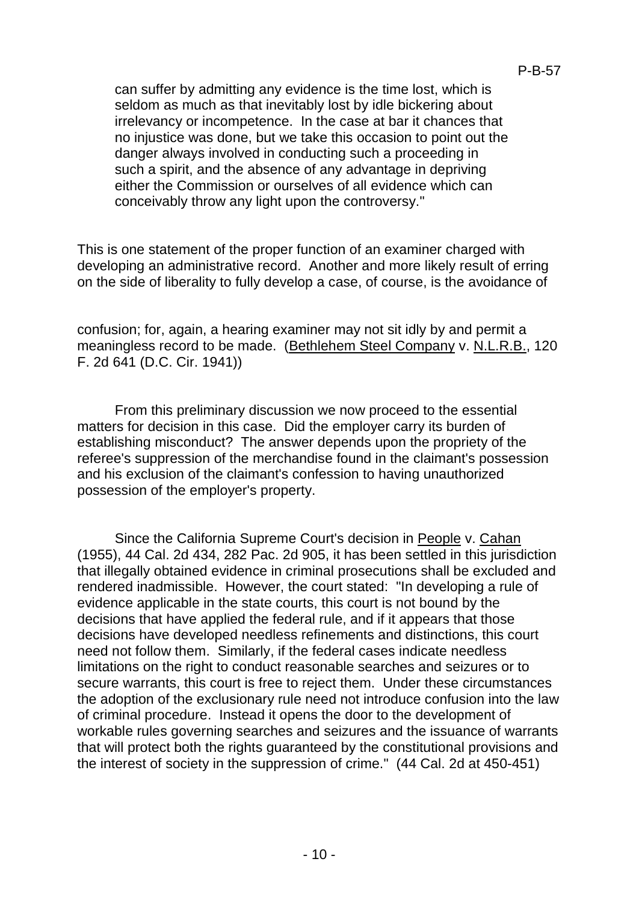can suffer by admitting any evidence is the time lost, which is seldom as much as that inevitably lost by idle bickering about irrelevancy or incompetence. In the case at bar it chances that no injustice was done, but we take this occasion to point out the danger always involved in conducting such a proceeding in such a spirit, and the absence of any advantage in depriving either the Commission or ourselves of all evidence which can conceivably throw any light upon the controversy."

This is one statement of the proper function of an examiner charged with developing an administrative record. Another and more likely result of erring on the side of liberality to fully develop a case, of course, is the avoidance of confusion; for, again, a hearing examiner may not sit idly by and permit a meaningless record to be made. (Bethlehem Steel Company v. N.L.R.B., 120 F. 2d 641 (D.C. Cir. 1941))

From this preliminary discussion we now proceed to the essential matters for decision in this case. Did the employer carry its burden of establishing misconduct? The answer depends upon the propriety of the referee's suppression of the merchandise found in the claimant's possession and his exclusion of the claimant's confession to having unauthorized possession of the employer's property.

Since the California Supreme Court's decision in People v. Cahan (1955), 44 Cal. 2d 434, 282 Pac. 2d 905, it has been settled in this jurisdiction that illegally obtained evidence in criminal prosecutions shall be excluded and rendered inadmissible. However, the court stated: "In developing a rule of evidence applicable in the state courts, this court is not bound by the decisions that have applied the federal rule, and if it appears that those decisions have developed needless refinements and distinctions, this court need not follow them. Similarly, if the federal cases indicate needless limitations on the right to conduct reasonable searches and seizures or to secure warrants, this court is free to reject them. Under these circumstances the adoption of the exclusionary rule need not introduce confusion into the law of criminal procedure. Instead it opens the door to the development of workable rules governing searches and seizures and the issuance of warrants that will protect both the rights guaranteed by the constitutional provisions and the interest of society in the suppression of crime." (44 Cal. 2d at 450-451)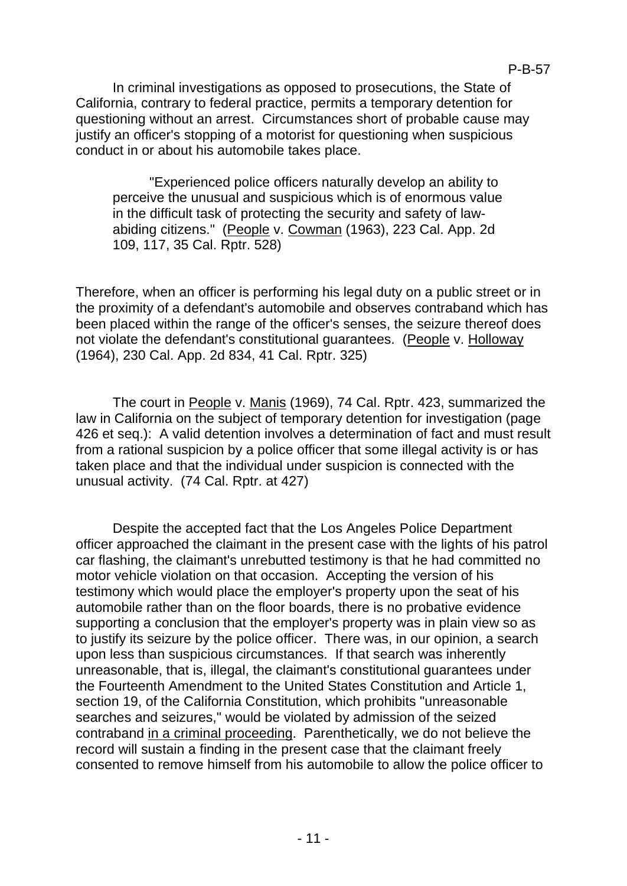In criminal investigations as opposed to prosecutions, the State of California, contrary to federal practice, permits a temporary detention for questioning without an arrest. Circumstances short of probable cause may justify an officer's stopping of a motorist for questioning when suspicious conduct in or about his automobile takes place.

> "Experienced police officers naturally develop an ability to perceive the unusual and suspicious which is of enormous value in the difficult task of protecting the security and safety of law-abiding citizens." (People v. Cowman (1963), 223 Cal. App. 2d 109, 117, 35 Cal. Rptr. 528)

Therefore, when an officer is performing his legal duty on a public street or in the proximity of a defendant's automobile and observes contraband which has been placed within the range of the officer's senses, the seizure thereof does not violate the defendant's constitutional guarantees. (People v. Holloway (1964), 230 Cal. App. 2d 834, 41 Cal. Rptr. 325)

The court in People v. Manis (1969), 74 Cal. Rptr. 423, summarized the law in California on the subject of temporary detention for investigation (page 426 et seq.): A valid detention involves a determination of fact and must result from a rational suspicion by a police officer that some illegal activity is or has taken place and that the individual under suspicion is connected with the unusual activity. (74 Cal. Rptr. at 427)

Despite the accepted fact that the Los Angeles Police Department officer approached the claimant in the present case with the lights of his patrol car flashing, the claimant's unrebutted testimony is that he had committed no motor vehicle violation on that occasion. Accepting the version of his testimony which would place the employer's property upon the seat of his automobile rather than on the floor boards, there is no probative evidence supporting a conclusion that the employer's property was in plain view so as to justify its seizure by the police officer. There was, in our opinion, a search upon less than suspicious circumstances. If that search was inherently unreasonable, that is, illegal, the claimant's constitutional guarantees under the Fourteenth Amendment to the United States Constitution and Article 1, section 19, of the California Constitution, which prohibits "unreasonable searches and seizures," would be violated by admission of the seized contraband in a criminal proceeding. Parenthetically, we do not believe the record will sustain a finding in the present case that the claimant freely consented to remove himself from his automobile to allow the police officer to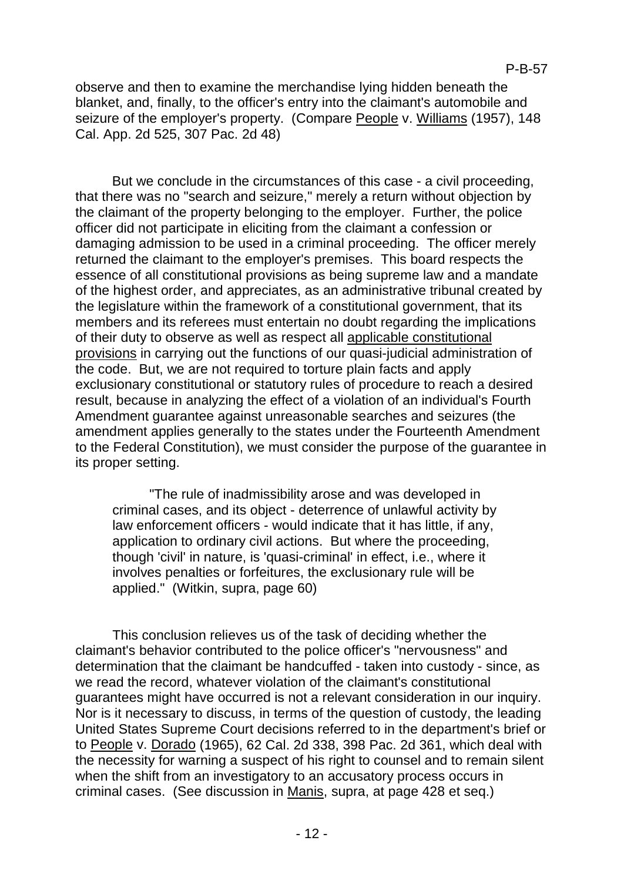observe and then to examine the merchandise lying hidden beneath the blanket, and, finally, to the officer's entry into the claimant's automobile and seizure of the employer's property. (Compare People v. Williams (1957), 148 Cal. App. 2d 525, 307 Pac. 2d 48)

But we conclude in the circumstances of this case - a civil proceeding, that there was no "search and seizure," merely a return without objection by the claimant of the property belonging to the employer. Further, the police officer did not participate in eliciting from the claimant a confession or damaging admission to be used in a criminal proceeding. The officer merely returned the claimant to the employer's premises. This board respects the essence of all constitutional provisions as being supreme law and a mandate of the highest order, and appreciates, as an administrative tribunal created by the legislature within the framework of a constitutional government, that its members and its referees must entertain no doubt regarding the implications of their duty to observe as well as respect all applicable constitutional provisions in carrying out the functions of our quasi-judicial administration of the code. But, we are not required to torture plain facts and apply exclusionary constitutional or statutory rules of procedure to reach a desired result, because in analyzing the effect of a violation of an individual's Fourth Amendment guarantee against unreasonable searches and seizures (the amendment applies generally to the states under the Fourteenth Amendment to the Federal Constitution), we must consider the purpose of the guarantee in its proper setting.

> "The rule of inadmissibility arose and was developed in criminal cases, and its object - deterrence of unlawful activity by law enforcement officers - would indicate that it has little, if any, application to ordinary civil actions. But where the proceeding, though 'civil' in nature, is 'quasi-criminal' in effect, i.e., where it involves penalties or forfeitures, the exclusionary rule will be applied." (Witkin, supra, page 60)

This conclusion relieves us of the task of deciding whether the claimant's behavior contributed to the police officer's "nervousness" and determination that the claimant be handcuffed - taken into custody - since, as we read the record, whatever violation of the claimant's constitutional guarantees might have occurred is not a relevant consideration in our inquiry. Nor is it necessary to discuss, in terms of the question of custody, the leading United States Supreme Court decisions referred to in the department's brief or to People v. Dorado (1965), 62 Cal. 2d 338, 398 Pac. 2d 361, which deal with the necessity for warning a suspect of his right to counsel and to remain silent when the shift from an investigatory to an accusatory process occurs in criminal cases. (See discussion in Manis, supra, at page 428 et seq.)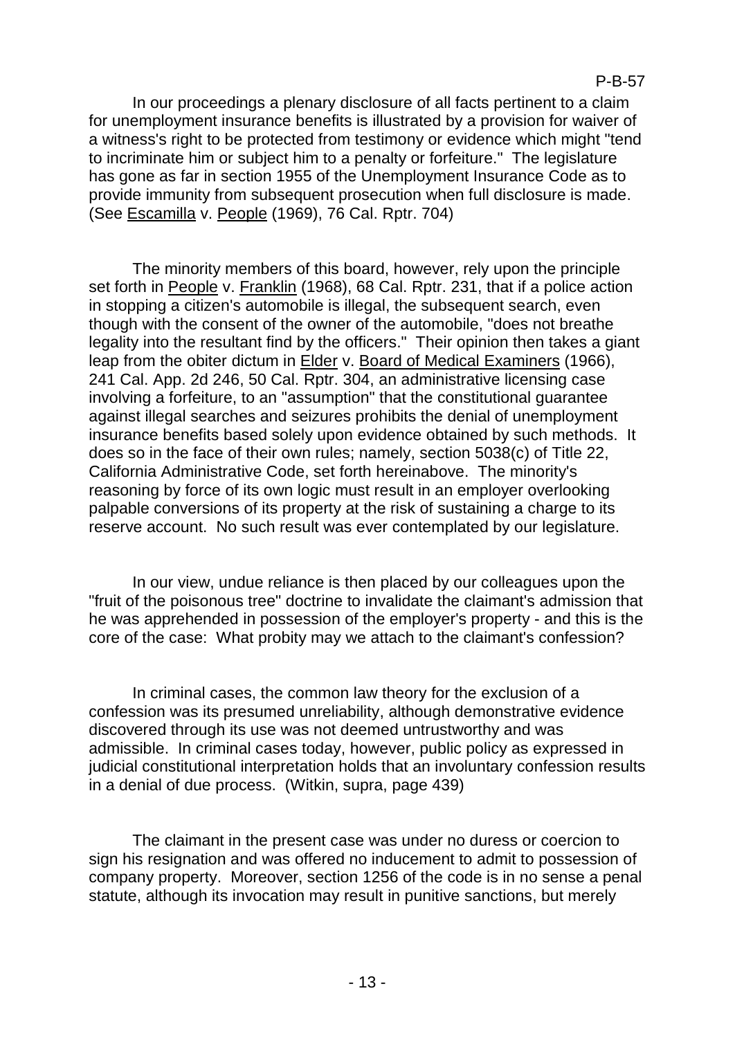In our proceedings a plenary disclosure of all facts pertinent to a claim for unemployment insurance benefits is illustrated by a provision for waiver of a witness's right to be protected from testimony or evidence which might "tend to incriminate him or subject him to a penalty or forfeiture." The legislature has gone as far in section 1955 of the Unemployment Insurance Code as to provide immunity from subsequent prosecution when full disclosure is made. (See Escamilla v. People (1969), 76 Cal. Rptr. 704)

The minority members of this board, however, rely upon the principle set forth in People v. Franklin (1968), 68 Cal. Rptr. 231, that if a police action in stopping a citizen's automobile is illegal, the subsequent search, even though with the consent of the owner of the automobile, "does not breathe legality into the resultant find by the officers." Their opinion then takes a giant leap from the obiter dictum in Elder v. Board of Medical Examiners (1966), 241 Cal. App. 2d 246, 50 Cal. Rptr. 304, an administrative licensing case involving a forfeiture, to an "assumption" that the constitutional guarantee against illegal searches and seizures prohibits the denial of unemployment insurance benefits based solely upon evidence obtained by such methods. It does so in the face of their own rules; namely, section 5038(c) of Title 22, California Administrative Code, set forth hereinabove. The minority's reasoning by force of its own logic must result in an employer overlooking palpable conversions of its property at the risk of sustaining a charge to its reserve account. No such result was ever contemplated by our legislature.

In our view, undue reliance is then placed by our colleagues upon the "fruit of the poisonous tree" doctrine to invalidate the claimant's admission that he was apprehended in possession of the employer's property - and this is the core of the case: What probity may we attach to the claimant's confession?

In criminal cases, the common law theory for the exclusion of a confession was its presumed unreliability, although demonstrative evidence discovered through its use was not deemed untrustworthy and was admissible. In criminal cases today, however, public policy as expressed in judicial constitutional interpretation holds that an involuntary confession results in a denial of due process. (Witkin, supra, page 439)

The claimant in the present case was under no duress or coercion to sign his resignation and was offered no inducement to admit to possession of company property. Moreover, section 1256 of the code is in no sense a penal statute, although its invocation may result in punitive sanctions, but merely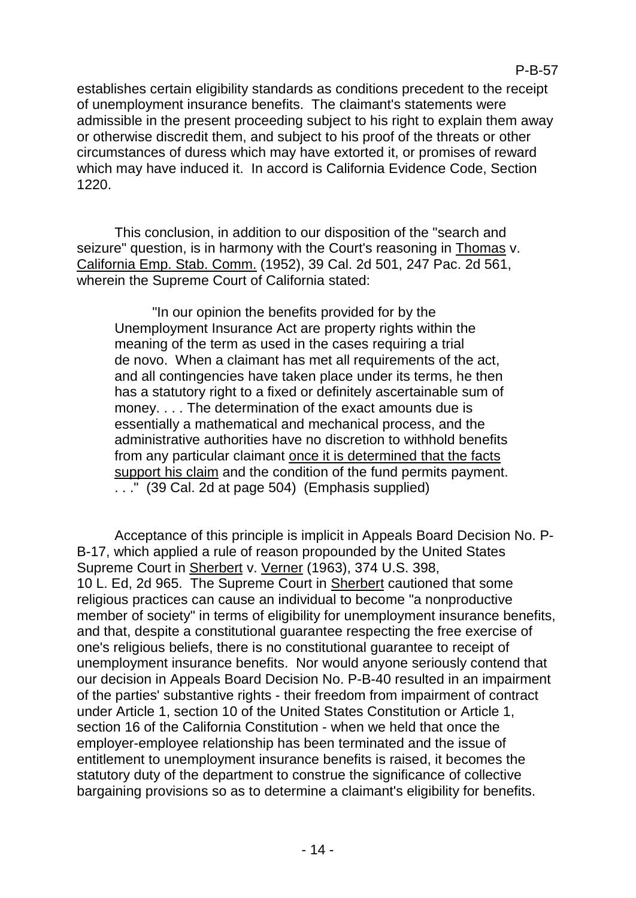establishes certain eligibility standards as conditions precedent to the receipt of unemployment insurance benefits. The claimant's statements were admissible in the present proceeding subject to his right to explain them away or otherwise discredit them, and subject to his proof of the threats or other circumstances of duress which may have extorted it, or promises of reward which may have induced it. In accord is California Evidence Code, Section 1220.

This conclusion, in addition to our disposition of the "search and seizure" question, is in harmony with the Court's reasoning in Thomas v. California Emp. Stab. Comm. (1952), 39 Cal. 2d 501, 247 Pac. 2d 561, wherein the Supreme Court of California stated:

> "In our opinion the benefits provided for by the Unemployment Insurance Act are property rights within the meaning of the term as used in the cases requiring a trial de novo. When a claimant has met all requirements of the act, and all contingencies have taken place under its terms, he then has a statutory right to a fixed or definitely ascertainable sum of money. . . . The determination of the exact amounts due is essentially a mathematical and mechanical process, and the administrative authorities have no discretion to withhold benefits from any particular claimant once it is determined that the facts support his claim and the condition of the fund permits payment. . . ." (39 Cal. 2d at page 504) (Emphasis supplied)

Acceptance of this principle is implicit in Appeals Board Decision No. P-B-17, which applied a rule of reason propounded by the United States Supreme Court in Sherbert v. Verner (1963), 374 U.S. 398, 10 L. Ed, 2d 965. The Supreme Court in Sherbert cautioned that some religious practices can cause an individual to become "a nonproductive member of society" in terms of eligibility for unemployment insurance benefits, and that, despite a constitutional guarantee respecting the free exercise of one's religious beliefs, there is no constitutional guarantee to receipt of unemployment insurance benefits. Nor would anyone seriously contend that our decision in Appeals Board Decision No. P-B-40 resulted in an impairment of the parties' substantive rights - their freedom from impairment of contract under Article 1, section 10 of the United States Constitution or Article 1, section 16 of the California Constitution - when we held that once the employer-employee relationship has been terminated and the issue of entitlement to unemployment insurance benefits is raised, it becomes the statutory duty of the department to construe the significance of collective bargaining provisions so as to determine a claimant's eligibility for benefits.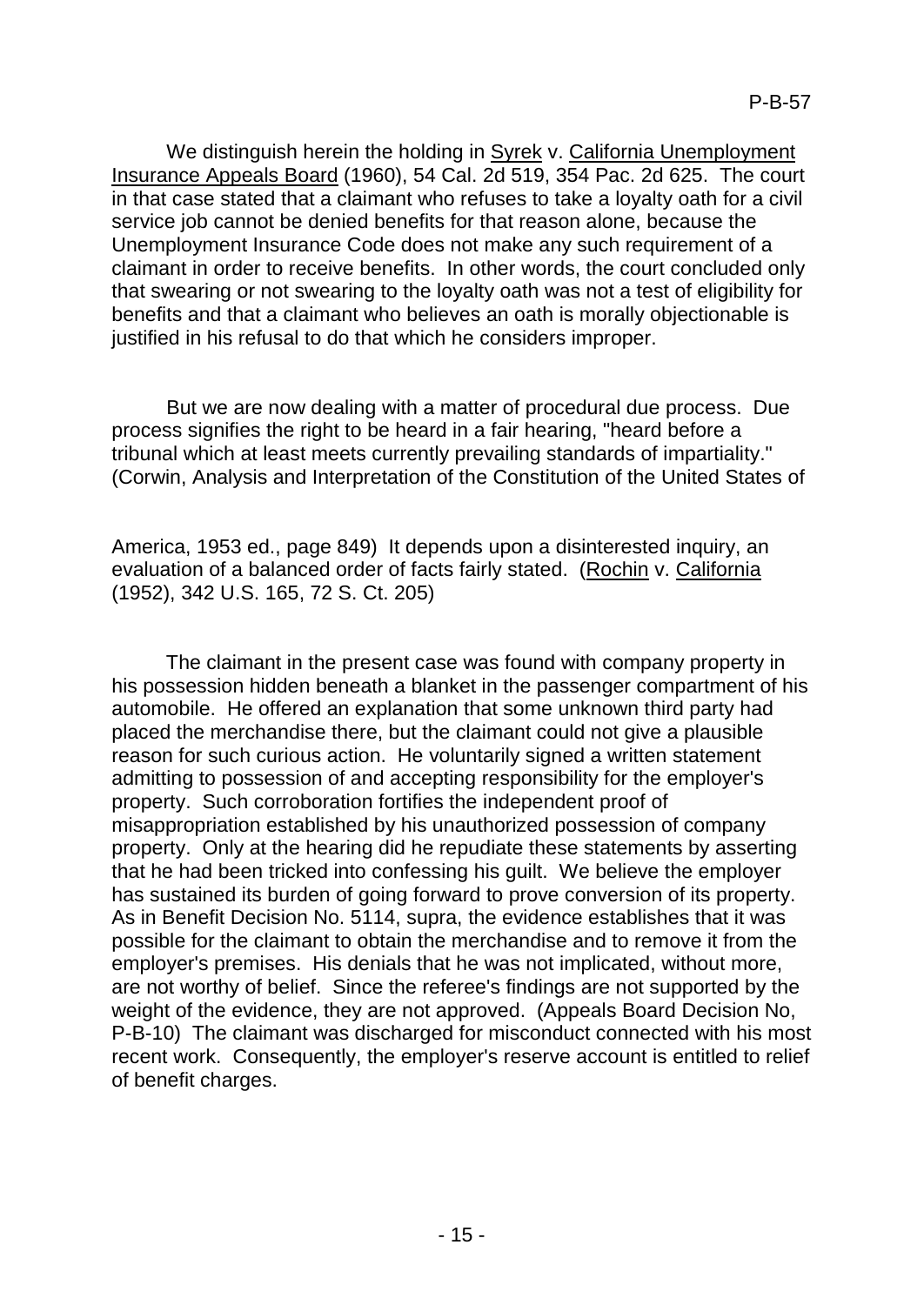We distinguish herein the holding in Syrek v. California Unemployment Insurance Appeals Board (1960), 54 Cal. 2d 519, 354 Pac. 2d 625. The court in that case stated that a claimant who refuses to take a loyalty oath for a civil service job cannot be denied benefits for that reason alone, because the Unemployment Insurance Code does not make any such requirement of a claimant in order to receive benefits. In other words, the court concluded only that swearing or not swearing to the loyalty oath was not a test of eligibility for benefits and that a claimant who believes an oath is morally objectionable is justified in his refusal to do that which he considers improper.

But we are now dealing with a matter of procedural due process. Due process signifies the right to be heard in a fair hearing, "heard before a tribunal which at least meets currently prevailing standards of impartiality." (Corwin, Analysis and Interpretation of the Constitution of the United States of America, 1953 ed., page 849) It depends upon a disinterested inquiry, an evaluation of a balanced order of facts fairly stated. (Rochin v. California (1952), 342 U.S. 165, 72 S. Ct. 205)

The claimant in the present case was found with company property in his possession hidden beneath a blanket in the passenger compartment of his automobile. He offered an explanation that some unknown third party had placed the merchandise there, but the claimant could not give a plausible reason for such curious action. He voluntarily signed a written statement admitting to possession of and accepting responsibility for the employer's property. Such corroboration fortifies the independent proof of misappropriation established by his unauthorized possession of company property. Only at the hearing did he repudiate these statements by asserting that he had been tricked into confessing his guilt. We believe the employer has sustained its burden of going forward to prove conversion of its property. As in Benefit Decision No. 5114, supra, the evidence establishes that it was possible for the claimant to obtain the merchandise and to remove it from the employer's premises. His denials that he was not implicated, without more, are not worthy of belief. Since the referee's findings are not supported by the weight of the evidence, they are not approved. (Appeals Board Decision No, P-B-10) The claimant was discharged for misconduct connected with his most recent work. Consequently, the employer's reserve account is entitled to relief of benefit charges.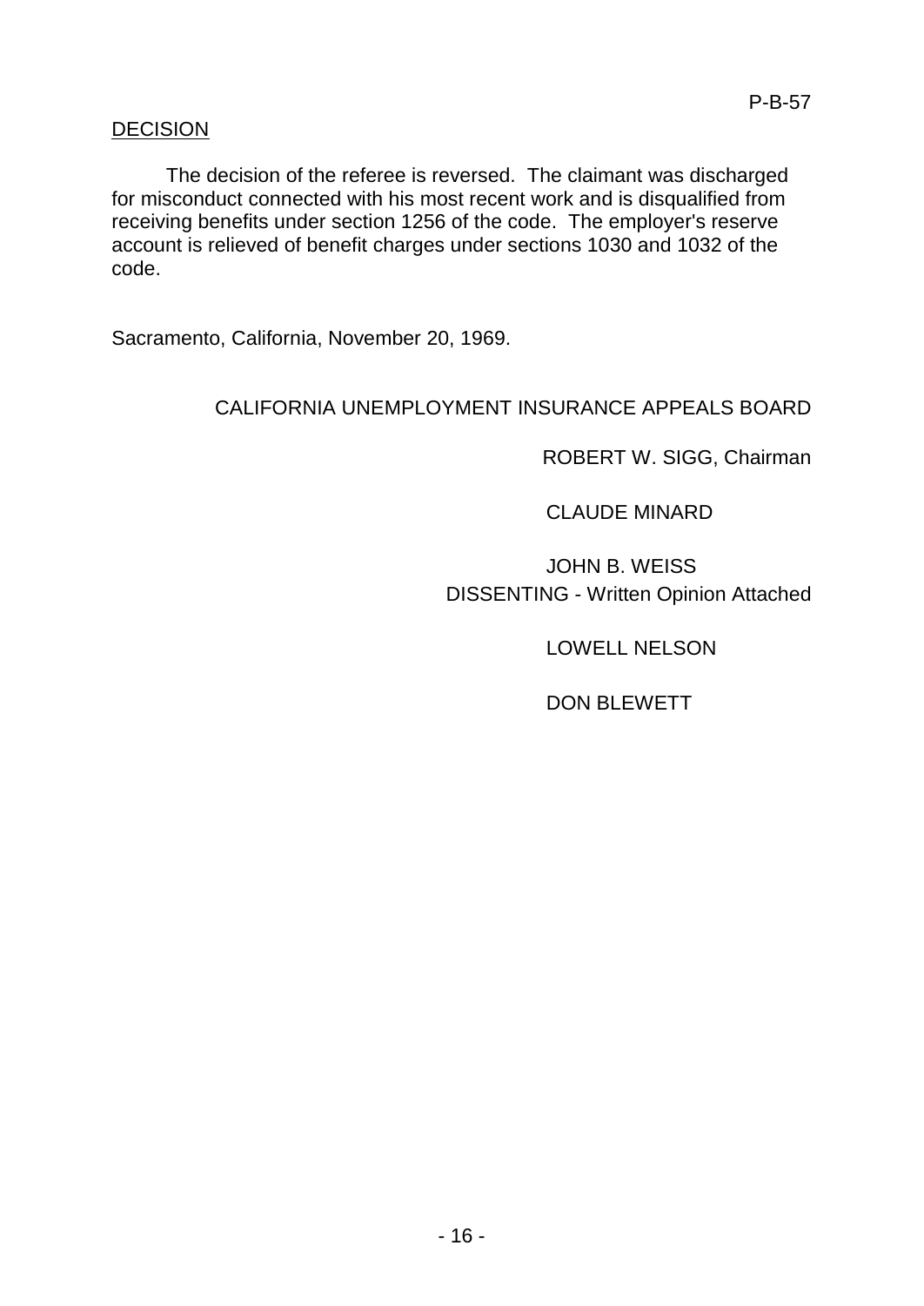## DECISION

The decision of the referee is reversed. The claimant was discharged for misconduct connected with his most recent work and is disqualified from receiving benefits under section 1256 of the code. The employer's reserve account is relieved of benefit charges under sections 1030 and 1032 of the code.

Sacramento, California, November 20, 1969.

CALIFORNIA UNEMPLOYMENT INSURANCE APPEALS BOARD

ROBERT W. SIGG, Chairman

CLAUDE MINARD

JOHN B. WEISS
DISSENTING - Written Opinion Attached

LOWELL NELSON

DON BLEWETT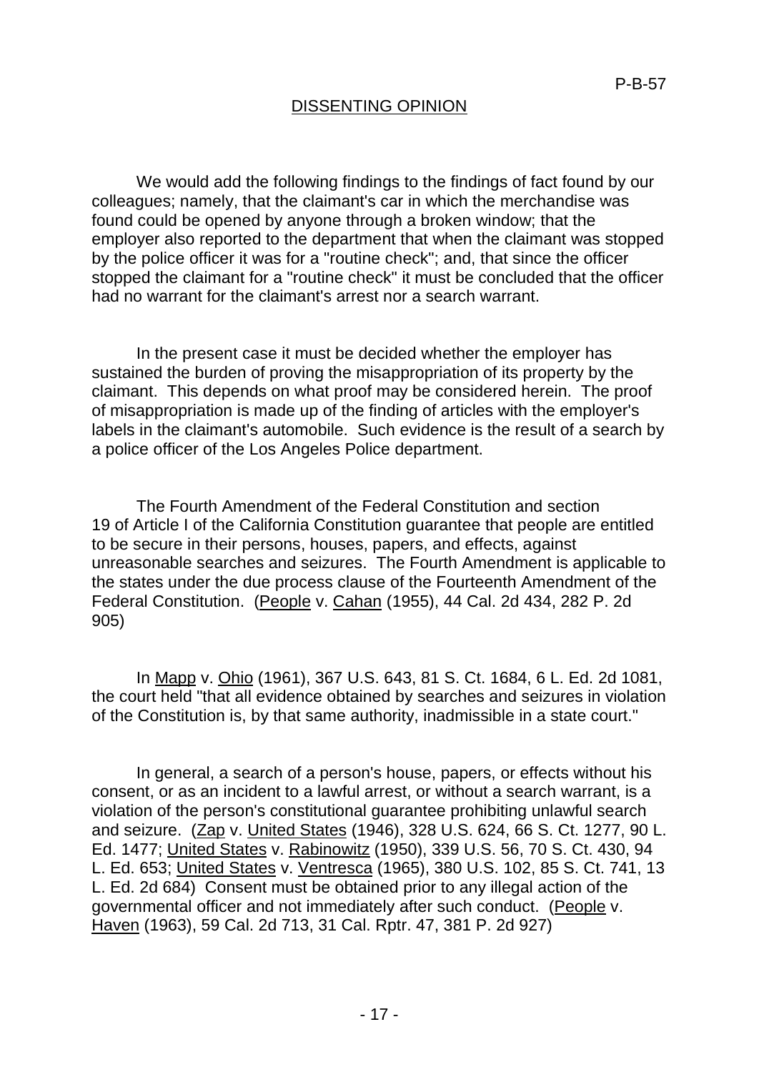## DISSENTING OPINION

We would add the following findings to the findings of fact found by our colleagues; namely, that the claimant's car in which the merchandise was found could be opened by anyone through a broken window; that the employer also reported to the department that when the claimant was stopped by the police officer it was for a "routine check"; and, that since the officer stopped the claimant for a "routine check" it must be concluded that the officer had no warrant for the claimant's arrest nor a search warrant.

In the present case it must be decided whether the employer has sustained the burden of proving the misappropriation of its property by the claimant. This depends on what proof may be considered herein. The proof of misappropriation is made up of the finding of articles with the employer's labels in the claimant's automobile. Such evidence is the result of a search by a police officer of the Los Angeles Police department.

The Fourth Amendment of the Federal Constitution and section 19 of Article I of the California Constitution guarantee that people are entitled to be secure in their persons, houses, papers, and effects, against unreasonable searches and seizures. The Fourth Amendment is applicable to the states under the due process clause of the Fourteenth Amendment of the Federal Constitution. (People v. Cahan (1955), 44 Cal. 2d 434, 282 P. 2d 905)

In Mapp v. Ohio (1961), 367 U.S. 643, 81 S. Ct. 1684, 6 L. Ed. 2d 1081, the court held "that all evidence obtained by searches and seizures in violation of the Constitution is, by that same authority, inadmissible in a state court."

In general, a search of a person's house, papers, or effects without his consent, or as an incident to a lawful arrest, or without a search warrant, is a violation of the person's constitutional guarantee prohibiting unlawful search and seizure. (Zap v. United States (1946), 328 U.S. 624, 66 S. Ct. 1277, 90 L. Ed. 1477; United States v. Rabinowitz (1950), 339 U.S. 56, 70 S. Ct. 430, 94 L. Ed. 653; United States v. Ventresca (1965), 380 U.S. 102, 85 S. Ct. 741, 13 L. Ed. 2d 684) Consent must be obtained prior to any illegal action of the governmental officer and not immediately after such conduct. (People v. Haven (1963), 59 Cal. 2d 713, 31 Cal. Rptr. 47, 381 P. 2d 927)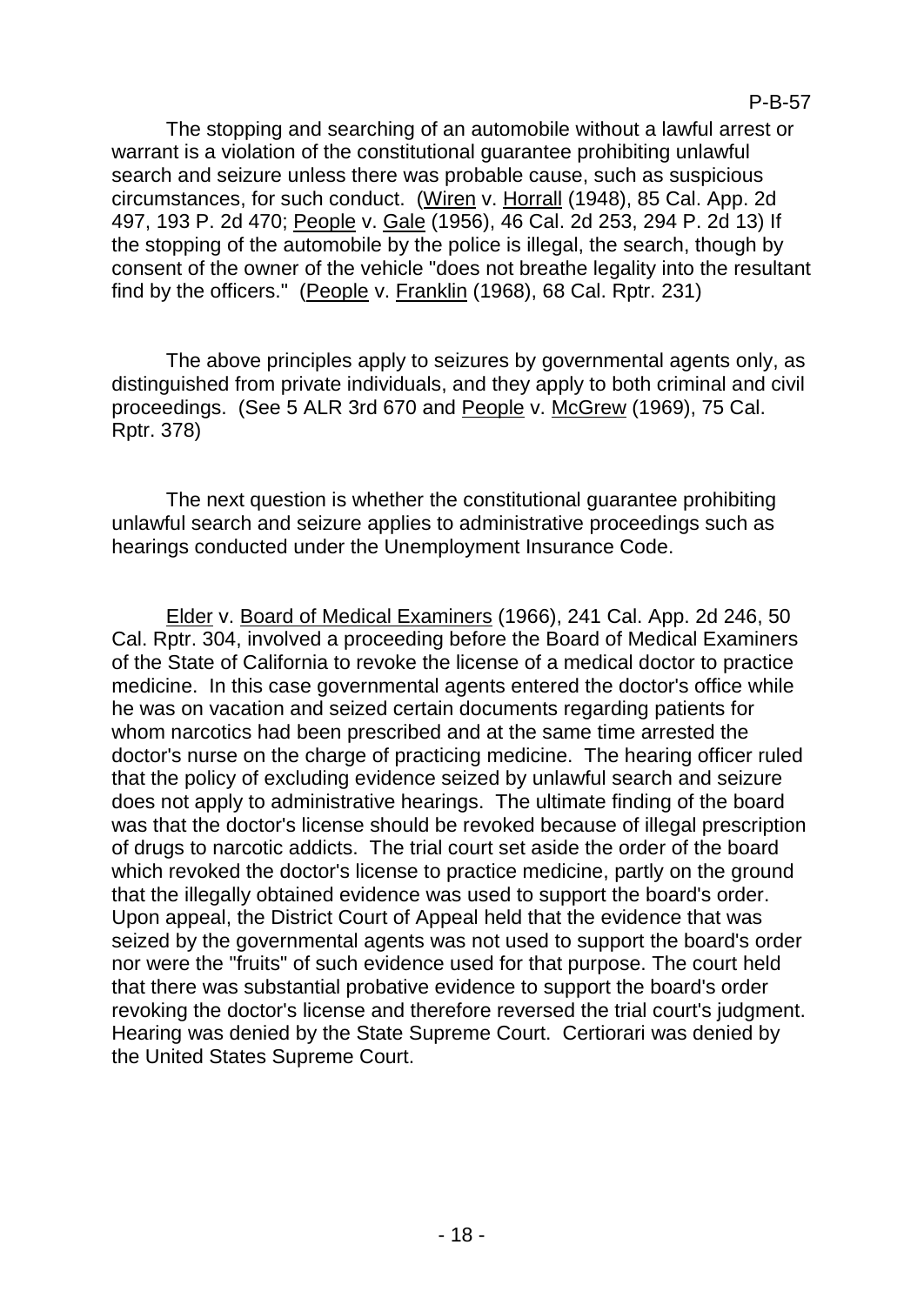The stopping and searching of an automobile without a lawful arrest or warrant is a violation of the constitutional guarantee prohibiting unlawful search and seizure unless there was probable cause, such as suspicious circumstances, for such conduct. (Wiren v. Horrall (1948), 85 Cal. App. 2d 497, 193 P. 2d 470; People v. Gale (1956), 46 Cal. 2d 253, 294 P. 2d 13) If the stopping of the automobile by the police is illegal, the search, though by consent of the owner of the vehicle "does not breathe legality into the resultant find by the officers." (People v. Franklin (1968), 68 Cal. Rptr. 231)

The above principles apply to seizures by governmental agents only, as distinguished from private individuals, and they apply to both criminal and civil proceedings. (See 5 ALR 3rd 670 and People v. McGrew (1969), 75 Cal. Rptr. 378)

The next question is whether the constitutional guarantee prohibiting unlawful search and seizure applies to administrative proceedings such as hearings conducted under the Unemployment Insurance Code.

Elder v. Board of Medical Examiners (1966), 241 Cal. App. 2d 246, 50 Cal. Rptr. 304, involved a proceeding before the Board of Medical Examiners of the State of California to revoke the license of a medical doctor to practice medicine. In this case governmental agents entered the doctor's office while he was on vacation and seized certain documents regarding patients for whom narcotics had been prescribed and at the same time arrested the doctor's nurse on the charge of practicing medicine. The hearing officer ruled that the policy of excluding evidence seized by unlawful search and seizure does not apply to administrative hearings. The ultimate finding of the board was that the doctor's license should be revoked because of illegal prescription of drugs to narcotic addicts. The trial court set aside the order of the board which revoked the doctor's license to practice medicine, partly on the ground that the illegally obtained evidence was used to support the board's order. Upon appeal, the District Court of Appeal held that the evidence that was seized by the governmental agents was not used to support the board's order nor were the "fruits" of such evidence used for that purpose. The court held that there was substantial probative evidence to support the board's order revoking the doctor's license and therefore reversed the trial court's judgment. Hearing was denied by the State Supreme Court. Certiorari was denied by the United States Supreme Court.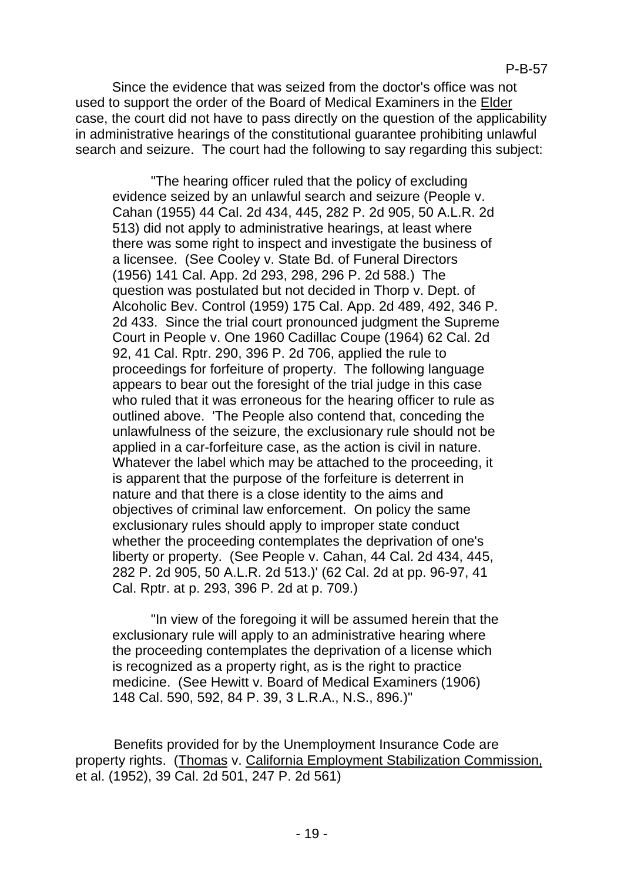Since the evidence that was seized from the doctor's office was not used to support the order of the Board of Medical Examiners in the Elder case, the court did not have to pass directly on the question of the applicability in administrative hearings of the constitutional guarantee prohibiting unlawful search and seizure. The court had the following to say regarding this subject:

> "The hearing officer ruled that the policy of excluding evidence seized by an unlawful search and seizure (People v. Cahan (1955) 44 Cal. 2d 434, 445, 282 P. 2d 905, 50 A.L.R. 2d 513) did not apply to administrative hearings, at least where there was some right to inspect and investigate the business of a licensee. (See Cooley v. State Bd. of Funeral Directors (1956) 141 Cal. App. 2d 293, 298, 296 P. 2d 588.) The question was postulated but not decided in Thorp v. Dept. of Alcoholic Bev. Control (1959) 175 Cal. App. 2d 489, 492, 346 P. 2d 433. Since the trial court pronounced judgment the Supreme Court in People v. One 1960 Cadillac Coupe (1964) 62 Cal. 2d 92, 41 Cal. Rptr. 290, 396 P. 2d 706, applied the rule to proceedings for forfeiture of property. The following language appears to bear out the foresight of the trial judge in this case who ruled that it was erroneous for the hearing officer to rule as outlined above. 'The People also contend that, conceding the unlawfulness of the seizure, the exclusionary rule should not be applied in a car-forfeiture case, as the action is civil in nature. Whatever the label which may be attached to the proceeding, it is apparent that the purpose of the forfeiture is deterrent in nature and that there is a close identity to the aims and objectives of criminal law enforcement. On policy the same exclusionary rules should apply to improper state conduct whether the proceeding contemplates the deprivation of one's liberty or property. (See People v. Cahan, 44 Cal. 2d 434, 445, 282 P. 2d 905, 50 A.L.R. 2d 513.)' (62 Cal. 2d at pp. 96-97, 41 Cal. Rptr. at p. 293, 396 P. 2d at p. 709.)
>
> "In view of the foregoing it will be assumed herein that the exclusionary rule will apply to an administrative hearing where the proceeding contemplates the deprivation of a license which is recognized as a property right, as is the right to practice medicine. (See Hewitt v. Board of Medical Examiners (1906) 148 Cal. 590, 592, 84 P. 39, 3 L.R.A., N.S., 896.)"

Benefits provided for by the Unemployment Insurance Code are property rights. (Thomas v. California Employment Stabilization Commission, et al. (1952), 39 Cal. 2d 501, 247 P. 2d 561)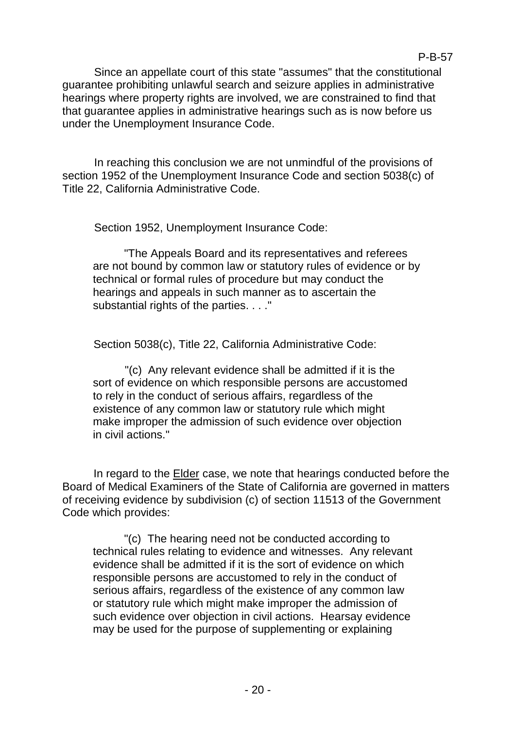Since an appellate court of this state "assumes" that the constitutional guarantee prohibiting unlawful search and seizure applies in administrative hearings where property rights are involved, we are constrained to find that that guarantee applies in administrative hearings such as is now before us under the Unemployment Insurance Code.

In reaching this conclusion we are not unmindful of the provisions of section 1952 of the Unemployment Insurance Code and section 5038(c) of Title 22, California Administrative Code.

Section 1952, Unemployment Insurance Code:

> "The Appeals Board and its representatives and referees are not bound by common law or statutory rules of evidence or by technical or formal rules of procedure but may conduct the hearings and appeals in such manner as to ascertain the substantial rights of the parties. . . ."

Section 5038(c), Title 22, California Administrative Code:

> "(c) Any relevant evidence shall be admitted if it is the sort of evidence on which responsible persons are accustomed to rely in the conduct of serious affairs, regardless of the existence of any common law or statutory rule which might make improper the admission of such evidence over objection in civil actions."

In regard to the Elder case, we note that hearings conducted before the Board of Medical Examiners of the State of California are governed in matters of receiving evidence by subdivision (c) of section 11513 of the Government Code which provides:

> "(c) The hearing need not be conducted according to technical rules relating to evidence and witnesses. Any relevant evidence shall be admitted if it is the sort of evidence on which responsible persons are accustomed to rely in the conduct of serious affairs, regardless of the existence of any common law or statutory rule which might make improper the admission of such evidence over objection in civil actions. Hearsay evidence may be used for the purpose of supplementing or explaining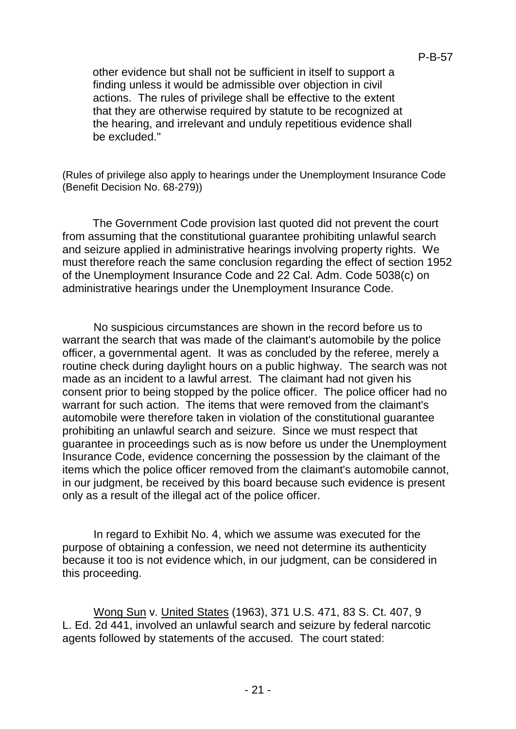other evidence but shall not be sufficient in itself to support a finding unless it would be admissible over objection in civil actions. The rules of privilege shall be effective to the extent that they are otherwise required by statute to be recognized at the hearing, and irrelevant and unduly repetitious evidence shall be excluded."

(Rules of privilege also apply to hearings under the Unemployment Insurance Code (Benefit Decision No. 68-279))

The Government Code provision last quoted did not prevent the court from assuming that the constitutional guarantee prohibiting unlawful search and seizure applied in administrative hearings involving property rights. We must therefore reach the same conclusion regarding the effect of section 1952 of the Unemployment Insurance Code and 22 Cal. Adm. Code 5038(c) on administrative hearings under the Unemployment Insurance Code.

No suspicious circumstances are shown in the record before us to warrant the search that was made of the claimant's automobile by the police officer, a governmental agent. It was as concluded by the referee, merely a routine check during daylight hours on a public highway. The search was not made as an incident to a lawful arrest. The claimant had not given his consent prior to being stopped by the police officer. The police officer had no warrant for such action. The items that were removed from the claimant's automobile were therefore taken in violation of the constitutional guarantee prohibiting an unlawful search and seizure. Since we must respect that guarantee in proceedings such as is now before us under the Unemployment Insurance Code, evidence concerning the possession by the claimant of the items which the police officer removed from the claimant's automobile cannot, in our judgment, be received by this board because such evidence is present only as a result of the illegal act of the police officer.

In regard to Exhibit No. 4, which we assume was executed for the purpose of obtaining a confession, we need not determine its authenticity because it too is not evidence which, in our judgment, can be considered in this proceeding.

Wong Sun v. United States (1963), 371 U.S. 471, 83 S. Ct. 407, 9 L. Ed. 2d 441, involved an unlawful search and seizure by federal narcotic agents followed by statements of the accused. The court stated: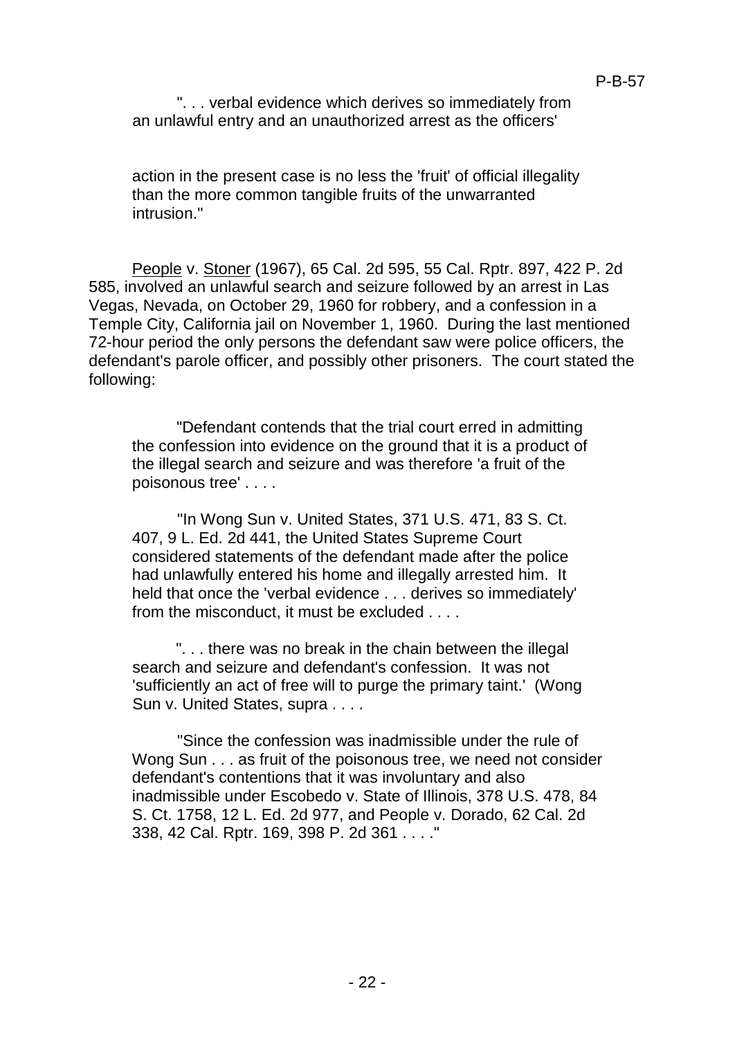". . . verbal evidence which derives so immediately from an unlawful entry and an unauthorized arrest as the officers' action in the present case is no less the 'fruit' of official illegality than the more common tangible fruits of the unwarranted intrusion."

People v. Stoner (1967), 65 Cal. 2d 595, 55 Cal. Rptr. 897, 422 P. 2d 585, involved an unlawful search and seizure followed by an arrest in Las Vegas, Nevada, on October 29, 1960 for robbery, and a confession in a Temple City, California jail on November 1, 1960. During the last mentioned 72-hour period the only persons the defendant saw were police officers, the defendant's parole officer, and possibly other prisoners. The court stated the following:

> "Defendant contends that the trial court erred in admitting the confession into evidence on the ground that it is a product of the illegal search and seizure and was therefore 'a fruit of the poisonous tree' . . . .
>
> "In Wong Sun v. United States, 371 U.S. 471, 83 S. Ct. 407, 9 L. Ed. 2d 441, the United States Supreme Court considered statements of the defendant made after the police had unlawfully entered his home and illegally arrested him. It held that once the 'verbal evidence . . . derives so immediately' from the misconduct, it must be excluded . . . .
>
> ". . . there was no break in the chain between the illegal search and seizure and defendant's confession. It was not 'sufficiently an act of free will to purge the primary taint.' (Wong Sun v. United States, supra . . . .
>
> "Since the confession was inadmissible under the rule of Wong Sun . . . as fruit of the poisonous tree, we need not consider defendant's contentions that it was involuntary and also inadmissible under Escobedo v. State of Illinois, 378 U.S. 478, 84 S. Ct. 1758, 12 L. Ed. 2d 977, and People v. Dorado, 62 Cal. 2d 338, 42 Cal. Rptr. 169, 398 P. 2d 361 . . . ."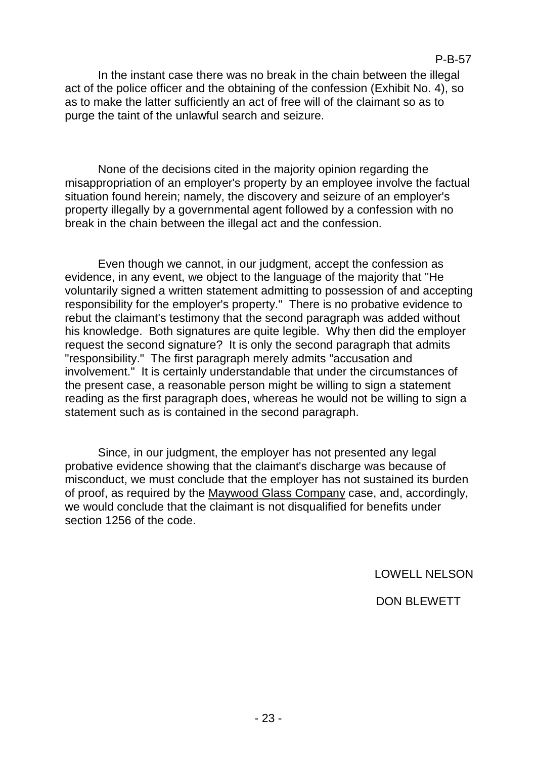In the instant case there was no break in the chain between the illegal act of the police officer and the obtaining of the confession (Exhibit No. 4), so as to make the latter sufficiently an act of free will of the claimant so as to purge the taint of the unlawful search and seizure.

None of the decisions cited in the majority opinion regarding the misappropriation of an employer's property by an employee involve the factual situation found herein; namely, the discovery and seizure of an employer's property illegally by a governmental agent followed by a confession with no break in the chain between the illegal act and the confession.

Even though we cannot, in our judgment, accept the confession as evidence, in any event, we object to the language of the majority that "He voluntarily signed a written statement admitting to possession of and accepting responsibility for the employer's property." There is no probative evidence to rebut the claimant's testimony that the second paragraph was added without his knowledge. Both signatures are quite legible. Why then did the employer request the second signature? It is only the second paragraph that admits "responsibility." The first paragraph merely admits "accusation and involvement." It is certainly understandable that under the circumstances of the present case, a reasonable person might be willing to sign a statement reading as the first paragraph does, whereas he would not be willing to sign a statement such as is contained in the second paragraph.

Since, in our judgment, the employer has not presented any legal probative evidence showing that the claimant's discharge was because of misconduct, we must conclude that the employer has not sustained its burden of proof, as required by the Maywood Glass Company case, and, accordingly, we would conclude that the claimant is not disqualified for benefits under section 1256 of the code.

LOWELL NELSON

DON BLEWETT